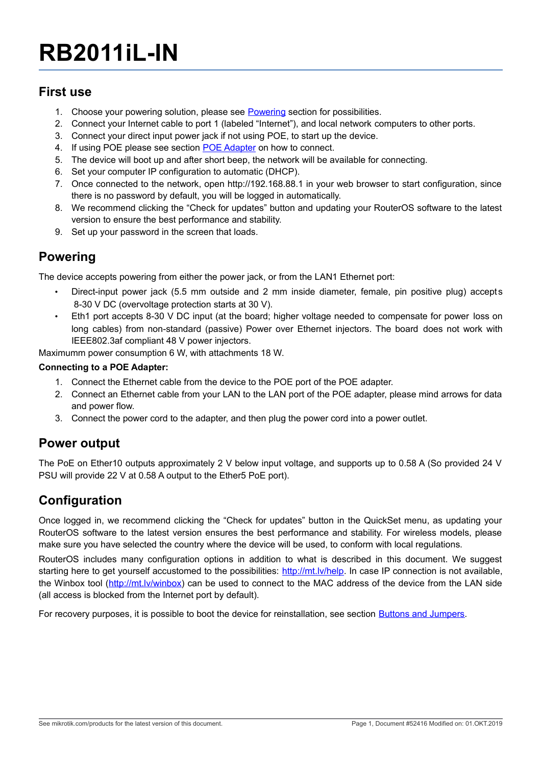# RB2011iL-IN

## First use

1. Choose your powering solution, please see [Powering](#powering) section for possibilities.
2. Connect your Internet cable to port 1 (labeled "Internet"), and local network computers to other ports.
3. Connect your direct input power jack if not using POE, to start up the device.
4. If using POE please see section [POE Adapter](#connecting-to-a-poe-adapter) on how to connect.
5. The device will boot up and after short beep, the network will be available for connecting.
6. Set your computer IP configuration to automatic (DHCP).
7. Once connected to the network, open http://192.168.88.1 in your web browser to start configuration, since there is no password by default, you will be logged in automatically.
8. We recommend clicking the "Check for updates" button and updating your RouterOS software to the latest version to ensure the best performance and stability.
9. Set up your password in the screen that loads.

## Powering

The device accepts powering from either the power jack, or from the LAN1 Ethernet port:

- Direct-input power jack (5.5 mm outside and 2 mm inside diameter, female, pin positive plug) accepts 8-30 V DC (overvoltage protection starts at 30 V).
- Eth1 port accepts 8-30 V DC input (at the board; higher voltage needed to compensate for power loss on long cables) from non-standard (passive) Power over Ethernet injectors. The board does not work with IEEE802.3af compliant 48 V power injectors.

Maximumm power consumption 6 W, with attachments 18 W.

**Connecting to a POE Adapter:**

1. Connect the Ethernet cable from the device to the POE port of the POE adapter.
2. Connect an Ethernet cable from your LAN to the LAN port of the POE adapter, please mind arrows for data and power flow.
3. Connect the power cord to the adapter, and then plug the power cord into a power outlet.

## Power output

The PoE on Ether10 outputs approximately 2 V below input voltage, and supports up to 0.58 A (So provided 24 V PSU will provide 22 V at 0.58 A output to the Ether5 PoE port).

## Configuration

Once logged in, we recommend clicking the "Check for updates" button in the QuickSet menu, as updating your RouterOS software to the latest version ensures the best performance and stability. For wireless models, please make sure you have selected the country where the device will be used, to conform with local regulations.

RouterOS includes many configuration options in addition to what is described in this document. We suggest starting here to get yourself accustomed to the possibilities: [http://mt.lv/help](http://mt.lv/help). In case IP connection is not available, the Winbox tool ([http://mt.lv/winbox](http://mt.lv/winbox)) can be used to connect to the MAC address of the device from the LAN side (all access is blocked from the Internet port by default).

For recovery purposes, it is possible to boot the device for reinstallation, see section [Buttons and Jumpers](#buttons-and-jumpers).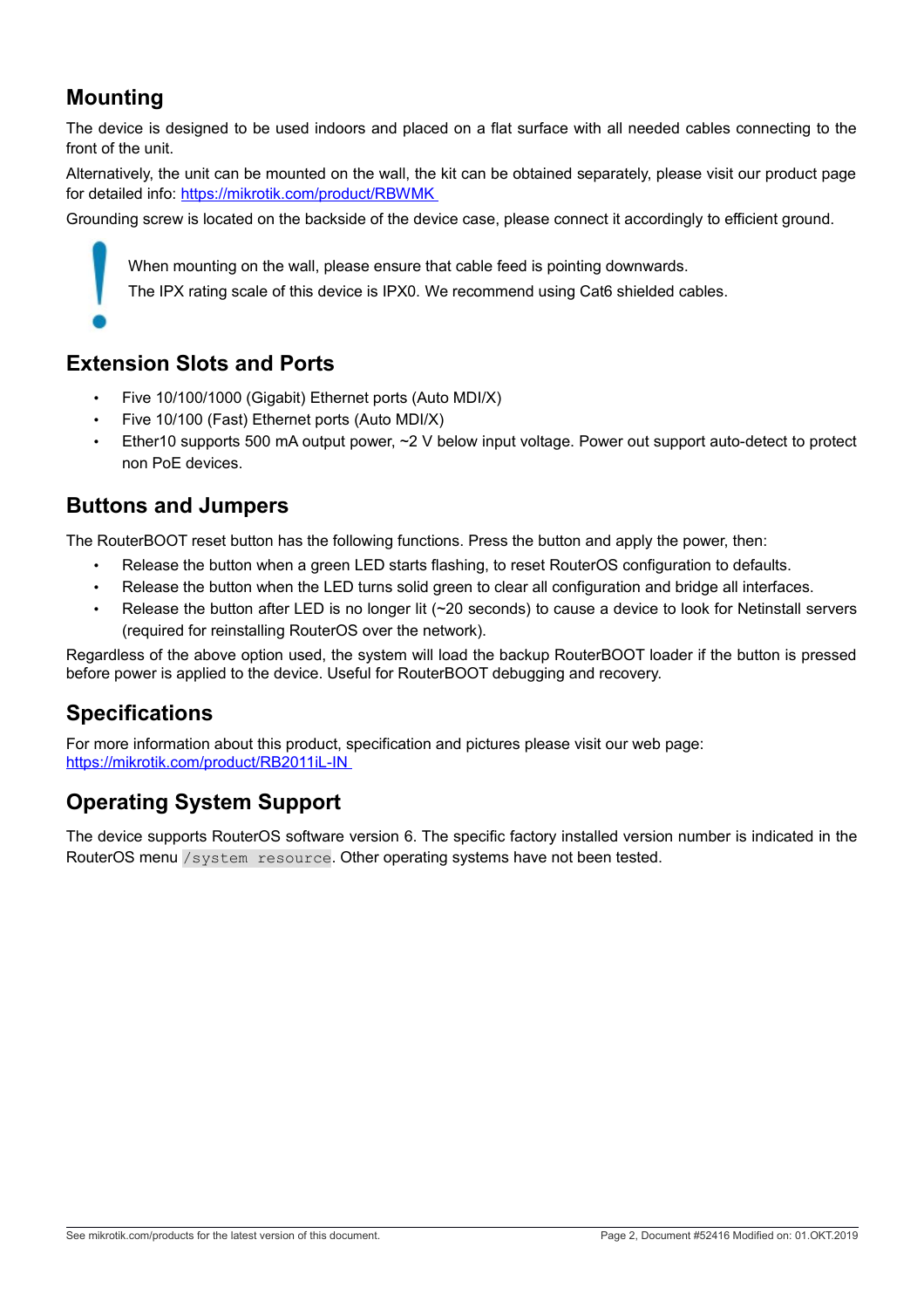## Mounting

The device is designed to be used indoors and placed on a flat surface with all needed cables connecting to the front of the unit.

Alternatively, the unit can be mounted on the wall, the kit can be obtained separately, please visit our product page for detailed info: [https://mikrotik.com/product/RBWMK](https://mikrotik.com/product/RBWMK)

Grounding screw is located on the backside of the device case, please connect it accordingly to efficient ground.

> When mounting on the wall, please ensure that cable feed is pointing downwards.
>
> The IPX rating scale of this device is IPX0. We recommend using Cat6 shielded cables.

## Extension Slots and Ports

- Five 10/100/1000 (Gigabit) Ethernet ports (Auto MDI/X)
- Five 10/100 (Fast) Ethernet ports (Auto MDI/X)
- Ether10 supports 500 mA output power, ~2 V below input voltage. Power out support auto-detect to protect non PoE devices.

## Buttons and Jumpers

The RouterBOOT reset button has the following functions. Press the button and apply the power, then:

- Release the button when a green LED starts flashing, to reset RouterOS configuration to defaults.
- Release the button when the LED turns solid green to clear all configuration and bridge all interfaces.
- Release the button after LED is no longer lit (~20 seconds) to cause a device to look for Netinstall servers (required for reinstalling RouterOS over the network).

Regardless of the above option used, the system will load the backup RouterBOOT loader if the button is pressed before power is applied to the device. Useful for RouterBOOT debugging and recovery.

## Specifications

For more information about this product, specification and pictures please visit our web page: [https://mikrotik.com/product/RB2011iL-IN](https://mikrotik.com/product/RB2011iL-IN)

## Operating System Support

The device supports RouterOS software version 6. The specific factory installed version number is indicated in the RouterOS menu `/system resource`. Other operating systems have not been tested.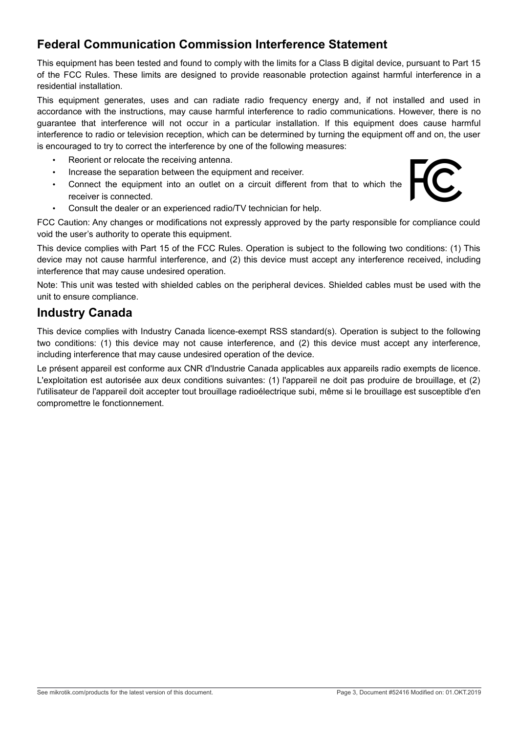## Federal Communication Commission Interference Statement

This equipment has been tested and found to comply with the limits for a Class B digital device, pursuant to Part 15 of the FCC Rules. These limits are designed to provide reasonable protection against harmful interference in a residential installation.

This equipment generates, uses and can radiate radio frequency energy and, if not installed and used in accordance with the instructions, may cause harmful interference to radio communications. However, there is no guarantee that interference will not occur in a particular installation. If this equipment does cause harmful interference to radio or television reception, which can be determined by turning the equipment off and on, the user is encouraged to try to correct the interference by one of the following measures:

- Reorient or relocate the receiving antenna.
- Increase the separation between the equipment and receiver.
- Connect the equipment into an outlet on a circuit different from that to which the receiver is connected.
- Consult the dealer or an experienced radio/TV technician for help.

FCC Caution: Any changes or modifications not expressly approved by the party responsible for compliance could void the user's authority to operate this equipment.

This device complies with Part 15 of the FCC Rules. Operation is subject to the following two conditions: (1) This device may not cause harmful interference, and (2) this device must accept any interference received, including interference that may cause undesired operation.

Note: This unit was tested with shielded cables on the peripheral devices. Shielded cables must be used with the unit to ensure compliance.

## Industry Canada

This device complies with Industry Canada licence-exempt RSS standard(s). Operation is subject to the following two conditions: (1) this device may not cause interference, and (2) this device must accept any interference, including interference that may cause undesired operation of the device.

Le présent appareil est conforme aux CNR d'Industrie Canada applicables aux appareils radio exempts de licence. L'exploitation est autorisée aux deux conditions suivantes: (1) l'appareil ne doit pas produire de brouillage, et (2) l'utilisateur de l'appareil doit accepter tout brouillage radioélectrique subi, même si le brouillage est susceptible d'en compromettre le fonctionnement.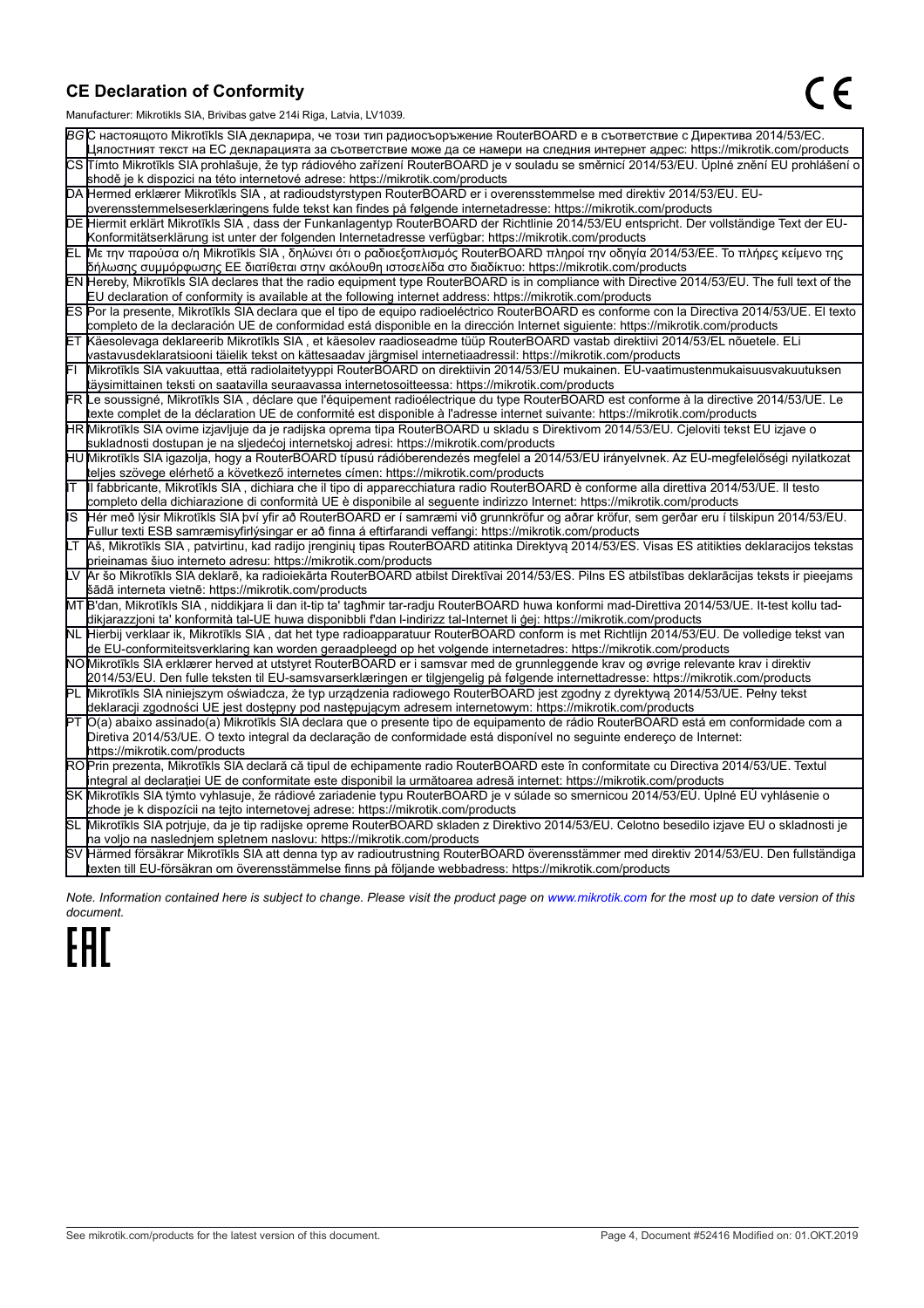## CE Declaration of Conformity

Manufacturer: Mikrotikls SIA, Brivibas gatve 214i Riga, Latvia, LV1039.

| | |
|---|---|
| BG | С настоящото Mikrotīkls SIA декларира, че този тип радиосъоръжение RouterBOARD е в съответствие с Директива 2014/53/ЕС. Цялостният текст на ЕС декларацията за съответствие може да се намери на следния интернет адрес: https://mikrotik.com/products |
| CS | Tímto Mikrotīkls SIA prohlašuje, že typ rádiového zařízení RouterBOARD je v souladu se směrnicí 2014/53/EU. Úplné znění EU prohlášení o shodě je k dispozici na této internetové adrese: https://mikrotik.com/products |
| DA | Hermed erklærer Mikrotīkls SIA , at radioudstyrstypen RouterBOARD er i overensstemmelse med direktiv 2014/53/EU. EU-overensstemmelseserklæringens fulde tekst kan findes på følgende internetadresse: https://mikrotik.com/products |
| DE | Hiermit erklärt Mikrotīkls SIA , dass der Funkanlagentyp RouterBOARD der Richtlinie 2014/53/EU entspricht. Der vollständige Text der EU-Konformitätserklärung ist unter der folgenden Internetadresse verfügbar: https://mikrotik.com/products |
| EL | Με την παρούσα ο/η Mikrotīkls SIA , δηλώνει ότι ο ραδιοεξοπλισμός RouterBOARD πληροί την οδηγία 2014/53/ΕΕ. Το πλήρες κείμενο της δήλωσης συμμόρφωσης ΕΕ διατίθεται στην ακόλουθη ιστοσελίδα στο διαδίκτυο: https://mikrotik.com/products |
| EN | Hereby, Mikrotīkls SIA declares that the radio equipment type RouterBOARD is in compliance with Directive 2014/53/EU. The full text of the EU declaration of conformity is available at the following internet address: https://mikrotik.com/products |
| ES | Por la presente, Mikrotīkls SIA declara que el tipo de equipo radioeléctrico RouterBOARD es conforme con la Directiva 2014/53/UE. El texto completo de la declaración UE de conformidad está disponible en la dirección Internet siguiente: https://mikrotik.com/products |
| ET | Käesolevaga deklareerib Mikrotīkls SIA , et käesolev raadioseadme tüüp RouterBOARD vastab direktiivi 2014/53/EL nõuetele. ELi vastavusdeklaratsiooni täielik tekst on kättesaadav järgmisel internetiaadressil: https://mikrotik.com/products |
| FI | Mikrotīkls SIA vakuuttaa, että radiolaitetyyppi RouterBOARD on direktiivin 2014/53/EU mukainen. EU-vaatimustenmukaisuusvakuutuksen täysimittainen teksti on saatavilla seuraavassa internetosoitteessa: https://mikrotik.com/products |
| FR | Le soussigné, Mikrotīkls SIA , déclare que l'équipement radioélectrique du type RouterBOARD est conforme à la directive 2014/53/UE. Le texte complet de la déclaration UE de conformité est disponible à l'adresse internet suivante: https://mikrotik.com/products |
| HR | Mikrotīkls SIA ovime izjavljuje da je radijska oprema tipa RouterBOARD u skladu s Direktivom 2014/53/EU. Cjeloviti tekst EU izjave o sukladnosti dostupan je na sljedećoj internetskoj adresi: https://mikrotik.com/products |
| HU | Mikrotīkls SIA igazolja, hogy a RouterBOARD típusú rádióberendezés megfelel a 2014/53/EU irányelvnek. Az EU-megfelelőségi nyilatkozat teljes szövege elérhető a következő internetes címen: https://mikrotik.com/products |
| IT | Il fabbricante, Mikrotīkls SIA , dichiara che il tipo di apparecchiatura radio RouterBOARD è conforme alla direttiva 2014/53/UE. Il testo completo della dichiarazione di conformità UE è disponibile al seguente indirizzo Internet: https://mikrotik.com/products |
| IS | Hér með lýsir Mikrotīkls SIA því yfir að RouterBOARD er í samræmi við grunnkröfur og aðrar kröfur, sem gerðar eru í tilskipun 2014/53/EU. Fullur texti ESB samræmisyfirlýsingar er að finna á eftirfarandi veffangi: https://mikrotik.com/products |
| LT | Aš, Mikrotīkls SIA , patvirtinu, kad radijo įrenginių tipas RouterBOARD atitinka Direktyvą 2014/53/ES. Visas ES atitikties deklaracijos tekstas prieinamas šiuo interneto adresu: https://mikrotik.com/products |
| LV | Ar šo Mikrotīkls SIA deklarē, ka radioiekārta RouterBOARD atbilst Direktīvai 2014/53/ES. Pilns ES atbilstības deklarācijas teksts ir pieejams šādā interneta vietnē: https://mikrotik.com/products |
| MT | B'dan, Mikrotīkls SIA , niddikjara li dan it-tip ta' tagħmir tar-radju RouterBOARD huwa konformi mad-Direttiva 2014/53/UE. It-test kollu tad-dikjarazzjoni ta' konformità tal-UE huwa disponibbli f'dan l-indirizz tal-Internet li ġej: https://mikrotik.com/products |
| NL | Hierbij verklaar ik, Mikrotīkls SIA , dat het type radioapparatuur RouterBOARD conform is met Richtlijn 2014/53/EU. De volledige tekst van de EU-conformiteitsverklaring kan worden geraadpleegd op het volgende internetadres: https://mikrotik.com/products |
| NO | Mikrotīkls SIA erklærer herved at utstyret RouterBOARD er i samsvar med de grunnleggende krav og øvrige relevante krav i direktiv 2014/53/EU. Den fulle teksten til EU-samsvarserklæringen er tilgjengelig på følgende internettadresse: https://mikrotik.com/products |
| PL | Mikrotīkls SIA niniejszym oświadcza, że typ urządzenia radiowego RouterBOARD jest zgodny z dyrektywą 2014/53/UE. Pełny tekst deklaracji zgodności UE jest dostępny pod następującym adresem internetowym: https://mikrotik.com/products |
| PT | O(a) abaixo assinado(a) Mikrotīkls SIA declara que o presente tipo de equipamento de rádio RouterBOARD está em conformidade com a Diretiva 2014/53/UE. O texto integral da declaração de conformidade está disponível no seguinte endereço de Internet: https://mikrotik.com/products |
| RO | Prin prezenta, Mikrotīkls SIA declară că tipul de echipamente radio RouterBOARD este în conformitate cu Directiva 2014/53/UE. Textul integral al declarației UE de conformitate este disponibil la următoarea adresă internet: https://mikrotik.com/products |
| SK | Mikrotīkls SIA týmto vyhlasuje, že rádiové zariadenie typu RouterBOARD je v súlade so smernicou 2014/53/EÚ. Úplné EÚ vyhlásenie o zhode je k dispozícii na tejto internetovej adrese: https://mikrotik.com/products |
| SL | Mikrotīkls SIA potrjuje, da je tip radijske opreme RouterBOARD skladen z Direktivo 2014/53/EU. Celotno besedilo izjave EU o skladnosti je na voljo na naslednjem spletnem naslovu: https://mikrotik.com/products |
| SV | Härmed försäkrar Mikrotīkls SIA att denna typ av radioutrustning RouterBOARD överensstämmer med direktiv 2014/53/EU. Den fullständiga texten till EU-försäkran om överensstämmelse finns på följande webbadress: https://mikrotik.com/products |

*Note. Information contained here is subject to change. Please visit the product page on www.mikrotik.com for the most up to date version of this document.*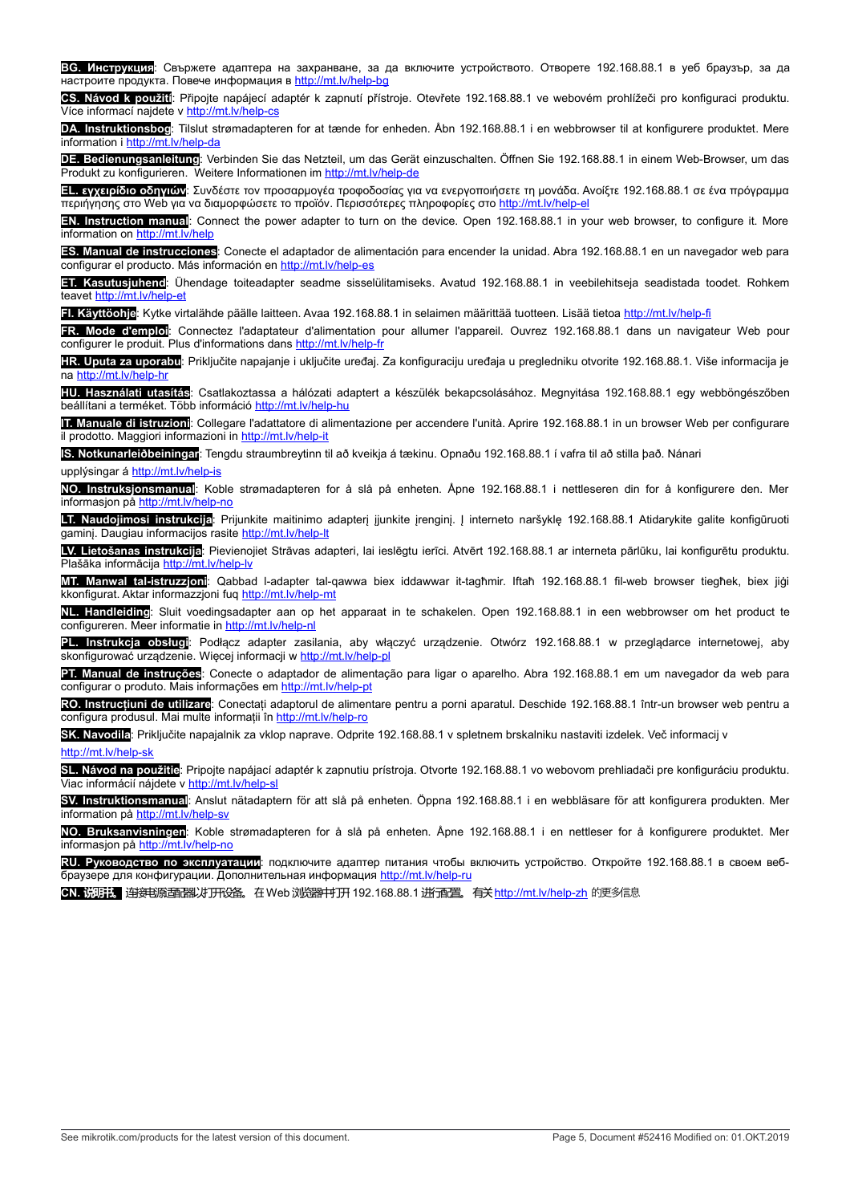**BG. Инструкция**: Свържете адаптера на захранване, за да включите устройството. Отворете 192.168.88.1 в уеб браузър, за да настроите продукта. Повече информация в http://mt.lv/help-bg

**CS. Návod k použití**: Připojte napájecí adaptér k zapnutí přístroje. Otevřete 192.168.88.1 ve webovém prohlížeči pro konfiguraci produktu. Více informací najdete v http://mt.lv/help-cs

**DA. Instruktionsbog**: Tilslut strømadapteren for at tænde for enheden. Åbn 192.168.88.1 i en webbrowser til at konfigurere produktet. Mere information i http://mt.lv/help-da

**DE. Bedienungsanleitung**: Verbinden Sie das Netzteil, um das Gerät einzuschalten. Öffnen Sie 192.168.88.1 in einem Web-Browser, um das Produkt zu konfigurieren.  Weitere Informationen im http://mt.lv/help-de

**EL. εγχειρίδιο οδηγιών**: Συνδέστε τον προσαρμογέα τροφοδοσίας για να ενεργοποιήσετε τη μονάδα. Ανοίξτε 192.168.88.1 σε ένα πρόγραμμα περιήγησης στο Web για να διαμορφώσετε το προϊόν. Περισσότερες πληροφορίες στο http://mt.lv/help-el

**EN. Instruction manual**: Connect the power adapter to turn on the device. Open 192.168.88.1 in your web browser, to configure it. More information on http://mt.lv/help

**ES. Manual de instrucciones**: Conecte el adaptador de alimentación para encender la unidad. Abra 192.168.88.1 en un navegador web para configurar el producto. Más información en http://mt.lv/help-es

**ET. Kasutusjuhend**: Ühendage toiteadapter seadme sisselülitamiseks. Avatud 192.168.88.1 in veebilehitseja seadistada toodet. Rohkem teavet http://mt.lv/help-et

**FI. Käyttöohje**: Kytke virtalähde päälle laitteen. Avaa 192.168.88.1 in selaimen määrittää tuotteen. Lisää tietoa http://mt.lv/help-fi

**FR. Mode d'emploi**: Connectez l'adaptateur d'alimentation pour allumer l'appareil. Ouvrez 192.168.88.1 dans un navigateur Web pour configurer le produit. Plus d'informations dans http://mt.lv/help-fr

**HR. Uputa za uporabu**: Priključite napajanje i uključite uređaj. Za konfiguraciju uređaja u pregledniku otvorite 192.168.88.1. Više informacija je na http://mt.lv/help-hr

**HU. Használati utasítás**: Csatlakoztassa a hálózati adaptert a készülék bekapcsolásához. Megnyitása 192.168.88.1 egy webböngészőben beállítani a terméket. Több információ http://mt.lv/help-hu

**IT. Manuale di istruzioni**: Collegare l'adattatore di alimentazione per accendere l'unità. Aprire 192.168.88.1 in un browser Web per configurare il prodotto. Maggiori informazioni in http://mt.lv/help-it

**IS. Notkunarleiðbeiningar**: Tengdu straumbreytinn til að kveikja á tækinu. Opnaðu 192.168.88.1 í vafra til að stilla það. Nánari upplýsingar á http://mt.lv/help-is

**NO. Instruksjonsmanual**: Koble strømadapteren for å slå på enheten. Åpne 192.168.88.1 i nettleseren din for å konfigurere den. Mer informasjon på http://mt.lv/help-no

**LT. Naudojimosi instrukcija**: Prijunkite maitinimo adapterį įjunkite įrenginį. Į interneto naršyklę 192.168.88.1 Atidarykite galite konfigūruoti gaminį. Daugiau informacijos rasite http://mt.lv/help-lt

**LV. Lietošanas instrukcija**: Pievienojiet Strāvas adapteri, lai ieslēgtu ierīci. Atvērt 192.168.88.1 ar interneta pārlūku, lai konfigurētu produktu. Plašāka informācija http://mt.lv/help-lv

**MT. Manwal tal-istruzzjoni**: Qabbad l-adapter tal-qawwa biex iddawwar it-tagħmir. Iftaħ 192.168.88.1 fil-web browser tiegħek, biex jiġi kkonfigurat. Aktar informazzjoni fuq http://mt.lv/help-mt

**NL. Handleiding**: Sluit voedingsadapter aan op het apparaat in te schakelen. Open 192.168.88.1 in een webbrowser om het product te configureren. Meer informatie in http://mt.lv/help-nl

**PL. Instrukcja obsługi**: Podłącz adapter zasilania, aby włączyć urządzenie. Otwórz 192.168.88.1 w przeglądarce internetowej, aby skonfigurować urządzenie. Więcej informacji w http://mt.lv/help-pl

**PT. Manual de instruções**: Conecte o adaptador de alimentação para ligar o aparelho. Abra 192.168.88.1 em um navegador da web para configurar o produto. Mais informações em http://mt.lv/help-pt

**RO. Instrucțiuni de utilizare**: Conectați adaptorul de alimentare pentru a porni aparatul. Deschide 192.168.88.1 într-un browser web pentru a configura produsul. Mai multe informații în http://mt.lv/help-ro

**SK. Navodila**: Priključite napajalnik za vklop naprave. Odprite 192.168.88.1 v spletnem brskalniku nastaviti izdelek. Več informacij v http://mt.lv/help-sk

**SL. Návod na použitie**: Pripojte napájací adaptér k zapnutiu prístroja. Otvorte 192.168.88.1 vo webovom prehliadači pre konfiguráciu produktu. Viac informácií nájdete v http://mt.lv/help-sl

**SV. Instruktionsmanual**: Anslut nätadaptern för att slå på enheten. Öppna 192.168.88.1 i en webbläsare för att konfigurera produkten. Mer information på http://mt.lv/help-sv

**NO. Bruksanvisningen**: Koble strømadapteren for å slå på enheten. Åpne 192.168.88.1 i en nettleser for å konfigurere produktet. Mer informasjon på http://mt.lv/help-no

**RU. Руководство по эксплуатации**: подключите адаптер питания чтобы включить устройство. Откройте 192.168.88.1 в своем веб-браузере для конфигурации. Дополнительная информация http://mt.lv/help-ru

**CN. 说明书.** 连接电源适配器以打开设备。在 Web 浏览器中打开 192.168.88.1 进行配置。有关 http://mt.lv/help-zh 的更多信息

See mikrotik.com/products for the latest version of this document.